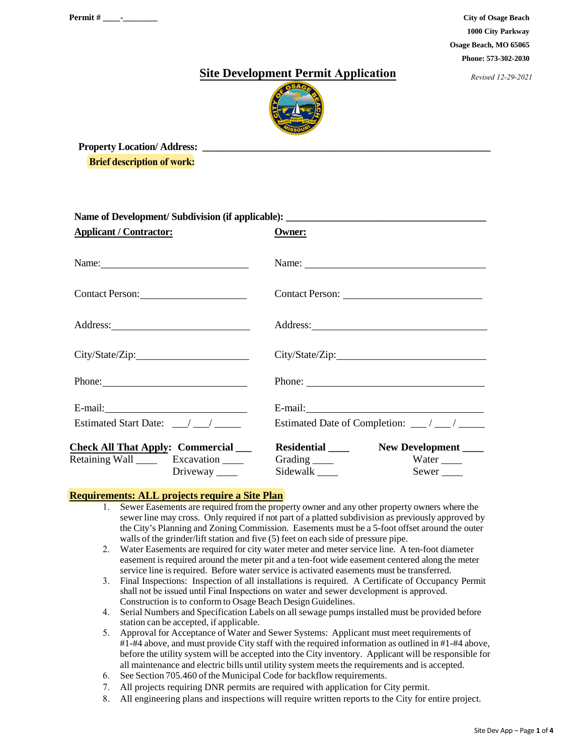Permit # ____-________

**City of Osage Beach**
**1000 City Parkway**
**Osage Beach, MO 65065**
**Phone: 573-302-2030**

*Revised 12-29-2021*

# Site Development Permit Application

**Property Location/ Address:** ____________________________________________________________

**Brief description of work:**

**Name of Development/ Subdivision (if applicable):** ________________________________________

**Applicant / Contractor:**

Name: ______________________________

Contact Person: ______________________

Address: ____________________________

City/State/Zip: _______________________

Phone: ______________________________

E-mail: ______________________________

Estimated Start Date: ___/ ___/ _____

**Owner:**

Name: ____________________________________

Contact Person: ____________________________

Address: __________________________________

City/State/Zip: _____________________________

Phone: ____________________________________

E-mail: ___________________________________

Estimated Date of Completion: ___ / ___ / _____

**Check All That Apply: Commercial ___** **Residential ____** **New Development ____**

Retaining Wall ____ Excavation ____ Grading ____ Water ____

Driveway ____ Sidewalk ____ Sewer ____

**Requirements: ALL projects require a Site Plan**

1. Sewer Easements are required from the property owner and any other property owners where the sewer line may cross. Only required if not part of a platted subdivision as previously approved by the City's Planning and Zoning Commission. Easements must be a 5-foot offset around the outer walls of the grinder/lift station and five (5) feet on each side of pressure pipe.
2. Water Easements are required for city water meter and meter service line. A ten-foot diameter easement is required around the meter pit and a ten-foot wide easement centered along the meter service line is required. Before water service is activated easements must be transferred.
3. Final Inspections: Inspection of all installations is required. A Certificate of Occupancy Permit shall not be issued until Final Inspections on water and sewer development is approved. Construction is to conform to Osage Beach Design Guidelines.
4. Serial Numbers and Specification Labels on all sewage pumps installed must be provided before station can be accepted, if applicable.
5. Approval for Acceptance of Water and Sewer Systems: Applicant must meet requirements of #1-#4 above, and must provide City staff with the required information as outlined in #1-#4 above, before the utility system will be accepted into the City inventory. Applicant will be responsible for all maintenance and electric bills until utility system meets the requirements and is accepted.
6. See Section 705.460 of the Municipal Code for backflow requirements.
7. All projects requiring DNR permits are required with application for City permit.
8. All engineering plans and inspections will require written reports to the City for entire project.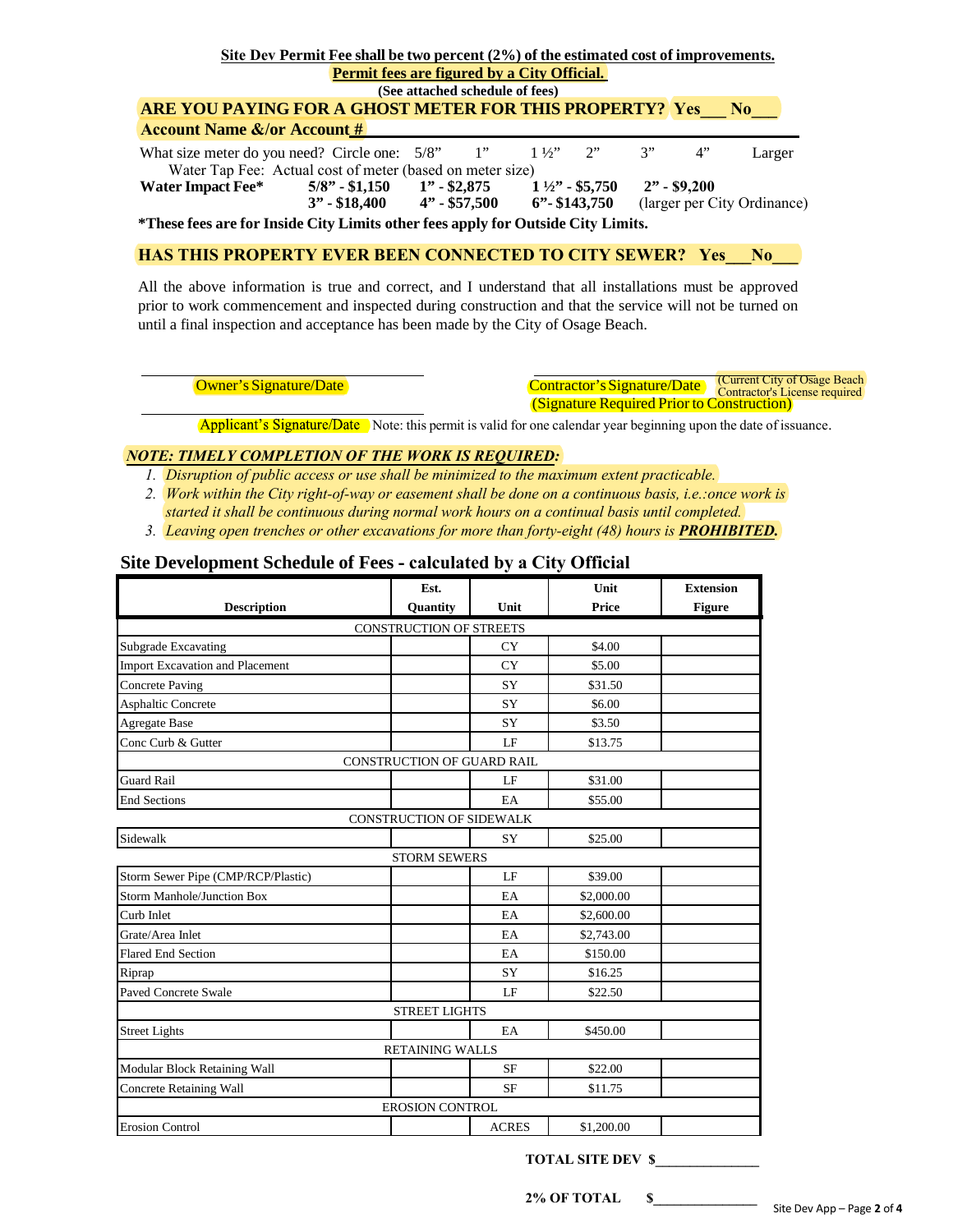**Site Dev Permit Fee shall be two percent (2%) of the estimated cost of improvements.**

**Permit fees are figured by a City Official.**

**(See attached schedule of fees)**

**ARE YOU PAYING FOR A GHOST METER FOR THIS PROPERTY? Yes___ No___**

**Account Name &/or Account #** ______________________________

What size meter do you need? Circle one: 5/8" 1" 1 ½" 2" 3" 4" Larger

Water Tap Fee: Actual cost of meter (based on meter size)

**Water Impact Fee*** **5/8" - $1,150** **1" - $2,875** **1 ½" - $5,750** **2" - $9,200**
**3" - $18,400** **4" - $57,500** **6"- $143,750** (larger per City Ordinance)

**\*These fees are for Inside City Limits other fees apply for Outside City Limits.**

**HAS THIS PROPERTY EVER BEEN CONNECTED TO CITY SEWER? Yes___No___**

All the above information is true and correct, and I understand that all installations must be approved prior to work commencement and inspected during construction and that the service will not be turned on until a final inspection and acceptance has been made by the City of Osage Beach.

______________________________ ______________________________
Owner's Signature/Date Contractor's Signature/Date (Current City of Osage Beach Contractor's License required
(Signature Required Prior to Construction)

______________________________
Applicant's Signature/Date Note: this permit is valid for one calendar year beginning upon the date of issuance.

***NOTE: TIMELY COMPLETION OF THE WORK IS REQUIRED:***

1. *Disruption of public access or use shall be minimized to the maximum extent practicable.*
2. *Work within the City right-of-way or easement shall be done on a continuous basis, i.e.:once work is started it shall be continuous during normal work hours on a continual basis until completed.*
3. *Leaving open trenches or other excavations for more than forty-eight (48) hours is **PROHIBITED.***

## Site Development Schedule of Fees - calculated by a City Official

| Description | Est. Quantity | Unit | Unit Price | Extension Figure |
|---|---|---|---|---|
| CONSTRUCTION OF STREETS | | | | |
| Subgrade Excavating | | CY | $4.00 | |
| Import Excavation and Placement | | CY | $5.00 | |
| Concrete Paving | | SY | $31.50 | |
| Asphaltic Concrete | | SY | $6.00 | |
| Agregate Base | | SY | $3.50 | |
| Conc Curb & Gutter | | LF | $13.75 | |
| CONSTRUCTION OF GUARD RAIL | | | | |
| Guard Rail | | LF | $31.00 | |
| End Sections | | EA | $55.00 | |
| CONSTRUCTION OF SIDEWALK | | | | |
| Sidewalk | | SY | $25.00 | |
| STORM SEWERS | | | | |
| Storm Sewer Pipe (CMP/RCP/Plastic) | | LF | $39.00 | |
| Storm Manhole/Junction Box | | EA | $2,000.00 | |
| Curb Inlet | | EA | $2,600.00 | |
| Grate/Area Inlet | | EA | $2,743.00 | |
| Flared End Section | | EA | $150.00 | |
| Riprap | | SY | $16.25 | |
| Paved Concrete Swale | | LF | $22.50 | |
| STREET LIGHTS | | | | |
| Street Lights | | EA | $450.00 | |
| RETAINING WALLS | | | | |
| Modular Block Retaining Wall | | SF | $22.00 | |
| Concrete Retaining Wall | | SF | $11.75 | |
| EROSION CONTROL | | | | |
| Erosion Control | | ACRES | $1,200.00 | |

**TOTAL SITE DEV $**______________

**2% OF TOTAL $**______________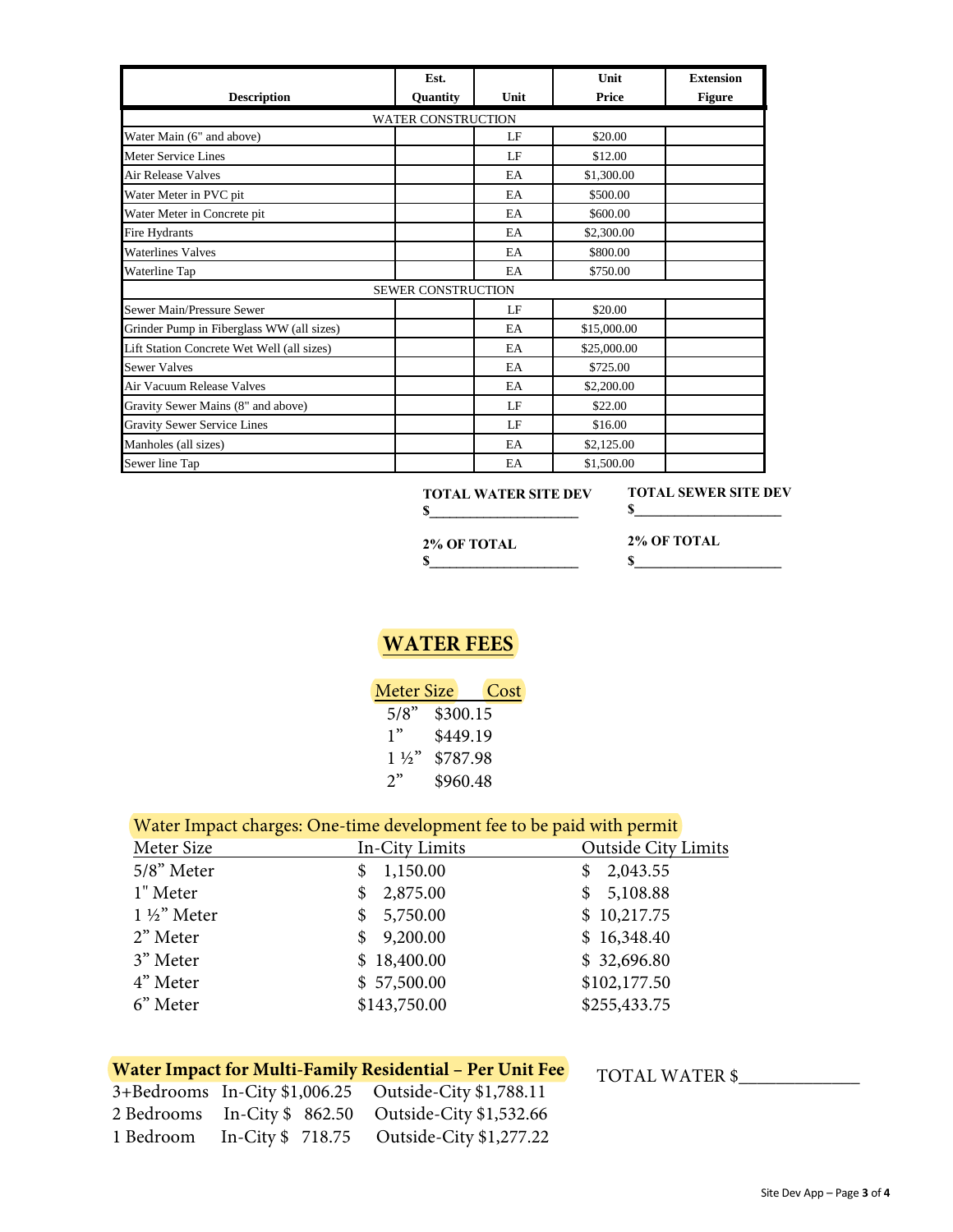| Description | Est. Quantity | Unit | Unit Price | Extension Figure |
|---|---|---|---|---|
| WATER CONSTRUCTION | | | | |
| Water Main (6" and above) | | LF | $20.00 | |
| Meter Service Lines | | LF | $12.00 | |
| Air Release Valves | | EA | $1,300.00 | |
| Water Meter in PVC pit | | EA | $500.00 | |
| Water Meter in Concrete pit | | EA | $600.00 | |
| Fire Hydrants | | EA | $2,300.00 | |
| Waterlines Valves | | EA | $800.00 | |
| Waterline Tap | | EA | $750.00 | |
| SEWER CONSTRUCTION | | | | |
| Sewer Main/Pressure Sewer | | LF | $20.00 | |
| Grinder Pump in Fiberglass WW (all sizes) | | EA | $15,000.00 | |
| Lift Station Concrete Wet Well (all sizes) | | EA | $25,000.00 | |
| Sewer Valves | | EA | $725.00 | |
| Air Vacuum Release Valves | | EA | $2,200.00 | |
| Gravity Sewer Mains (8" and above) | | LF | $22.00 | |
| Gravity Sewer Service Lines | | LF | $16.00 | |
| Manholes (all sizes) | | EA | $2,125.00 | |
| Sewer line Tap | | EA | $1,500.00 | |

**TOTAL WATER SITE DEV** $____________________

**2% OF TOTAL** $____________________

**TOTAL SEWER SITE DEV** $____________________

**2% OF TOTAL** $____________________

## WATER FEES

| Meter Size | Cost |
|---|---|
| 5/8” | $300.15 |
| 1” | $449.19 |
| 1 ½” | $787.98 |
| 2” | $960.48 |

**Water Impact charges: One-time development fee to be paid with permit**

| Meter Size | In-City Limits | Outside City Limits |
|---|---|---|
| 5/8” Meter | $ 1,150.00 | $ 2,043.55 |
| 1" Meter | $ 2,875.00 | $ 5,108.88 |
| 1 ½” Meter | $ 5,750.00 | $ 10,217.75 |
| 2” Meter | $ 9,200.00 | $ 16,348.40 |
| 3” Meter | $ 18,400.00 | $ 32,696.80 |
| 4” Meter | $ 57,500.00 | $102,177.50 |
| 6” Meter | $143,750.00 | $255,433.75 |

**Water Impact for Multi-Family Residential – Per Unit Fee**

| | | |
|---|---|---|
| 3+Bedrooms | In-City $1,006.25 | Outside-City $1,788.11 |
| 2 Bedrooms | In-City $ 862.50 | Outside-City $1,532.66 |
| 1 Bedroom | In-City $ 718.75 | Outside-City $1,277.22 |

TOTAL WATER $____________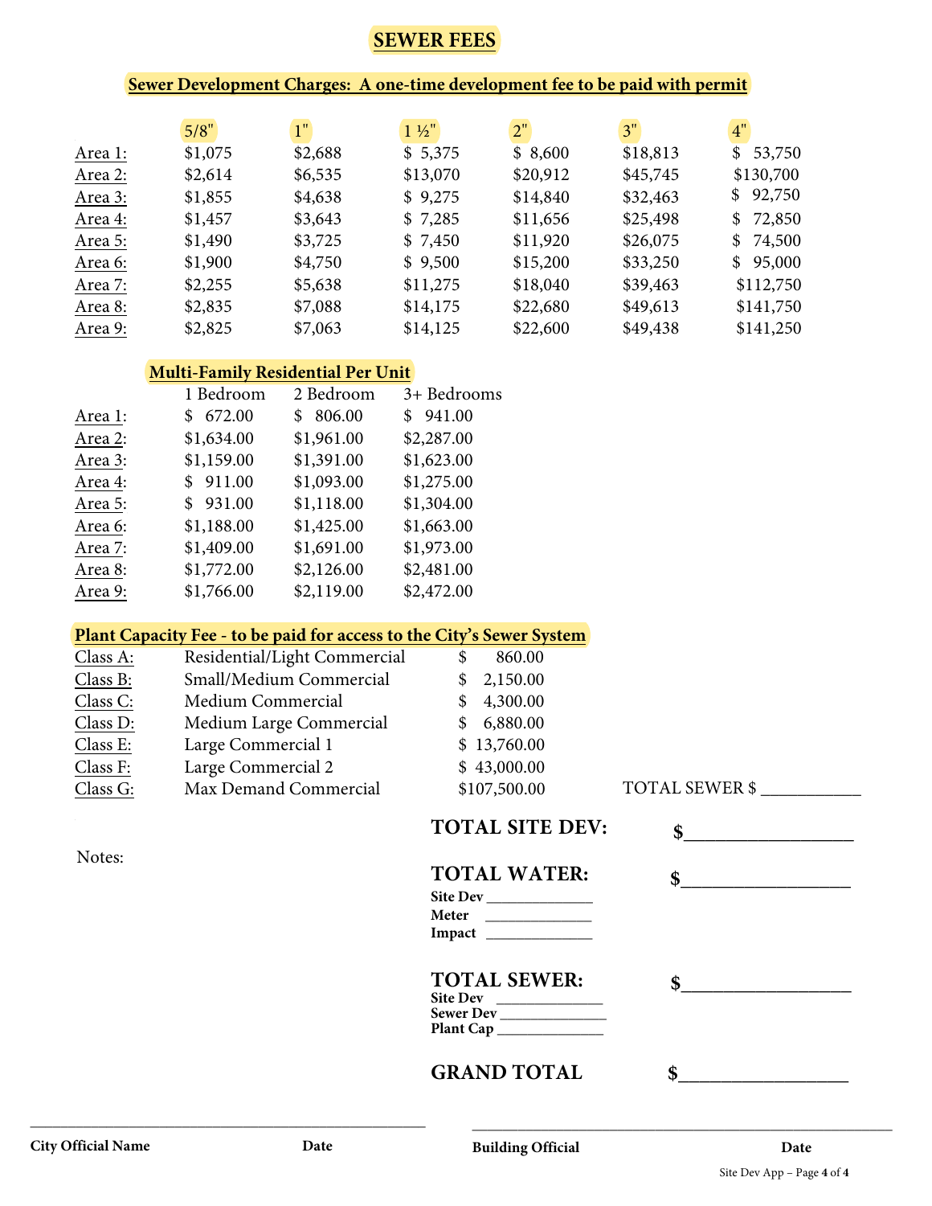# SEWER FEES

## Sewer Development Charges: A one-time development fee to be paid with permit

| | 5/8" | 1" | 1 ½" | 2" | 3" | 4" |
|---|---|---|---|---|---|---|
| Area 1: | $1,075 | $2,688 | $ 5,375 | $ 8,600 | $18,813 | $ 53,750 |
| Area 2: | $2,614 | $6,535 | $13,070 | $20,912 | $45,745 | $130,700 |
| Area 3: | $1,855 | $4,638 | $ 9,275 | $14,840 | $32,463 | $ 92,750 |
| Area 4: | $1,457 | $3,643 | $ 7,285 | $11,656 | $25,498 | $ 72,850 |
| Area 5: | $1,490 | $3,725 | $ 7,450 | $11,920 | $26,075 | $ 74,500 |
| Area 6: | $1,900 | $4,750 | $ 9,500 | $15,200 | $33,250 | $ 95,000 |
| Area 7: | $2,255 | $5,638 | $11,275 | $18,040 | $39,463 | $112,750 |
| Area 8: | $2,835 | $7,088 | $14,175 | $22,680 | $49,613 | $141,750 |
| Area 9: | $2,825 | $7,063 | $14,125 | $22,600 | $49,438 | $141,250 |

## Multi-Family Residential Per Unit

| | 1 Bedroom | 2 Bedroom | 3+ Bedrooms |
|---|---|---|---|
| Area 1: | $ 672.00 | $ 806.00 | $ 941.00 |
| Area 2: | $1,634.00 | $1,961.00 | $2,287.00 |
| Area 3: | $1,159.00 | $1,391.00 | $1,623.00 |
| Area 4: | $ 911.00 | $1,093.00 | $1,275.00 |
| Area 5: | $ 931.00 | $1,118.00 | $1,304.00 |
| Area 6: | $1,188.00 | $1,425.00 | $1,663.00 |
| Area 7: | $1,409.00 | $1,691.00 | $1,973.00 |
| Area 8: | $1,772.00 | $2,126.00 | $2,481.00 |
| Area 9: | $1,766.00 | $2,119.00 | $2,472.00 |

## Plant Capacity Fee - to be paid for access to the City's Sewer System

| | | |
|---|---|---|
| Class A: | Residential/Light Commercial | $ 860.00 |
| Class B: | Small/Medium Commercial | $ 2,150.00 |
| Class C: | Medium Commercial | $ 4,300.00 |
| Class D: | Medium Large Commercial | $ 6,880.00 |
| Class E: | Large Commercial 1 | $ 13,760.00 |
| Class F: | Large Commercial 2 | $ 43,000.00 |
| Class G: | Max Demand Commercial | $107,500.00 |

TOTAL SEWER $ ___________

Notes:

**TOTAL SITE DEV:** $_________________

**TOTAL WATER:** $_________________

**Site Dev** ______________
**Meter** ______________
**Impact** ______________

**TOTAL SEWER:** $_________________

**Site Dev** ______________
**Sewer Dev** ______________
**Plant Cap** ______________

**GRAND TOTAL** $_________________

_______________________________________________

**City Official Name** **Date**

_______________________________________________

**Building Official** **Date**